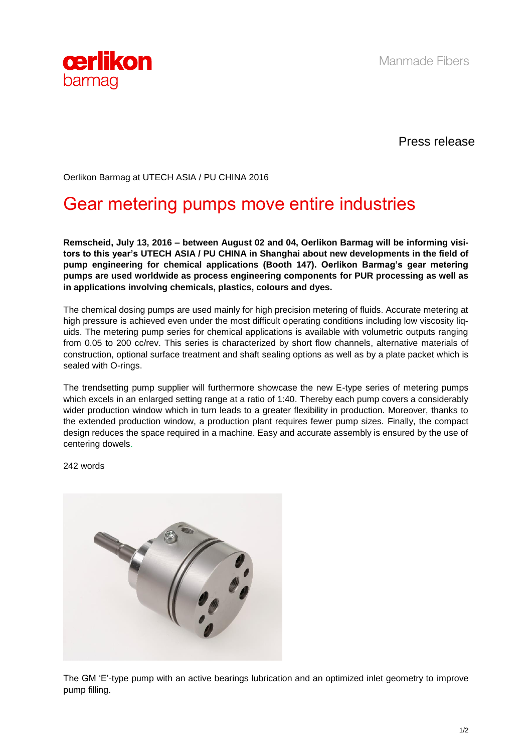Manmade Fibers

Press release

Oerlikon Barmag at UTECH ASIA / PU CHINA 2016

# Gear metering pumps move entire industries

**Remscheid, July 13, 2016 – between August 02 and 04, Oerlikon Barmag will be informing visitors to this year's UTECH ASIA / PU CHINA in Shanghai about new developments in the field of pump engineering for chemical applications (Booth 147). Oerlikon Barmag's gear metering pumps are used worldwide as process engineering components for PUR processing as well as in applications involving chemicals, plastics, colours and dyes.**

The chemical dosing pumps are used mainly for high precision metering of fluids. Accurate metering at high pressure is achieved even under the most difficult operating conditions including low viscosity liquids. The metering pump series for chemical applications is available with volumetric outputs ranging from 0.05 to 200 cc/rev. This series is characterized by short flow channels, alternative materials of construction, optional surface treatment and shaft sealing options as well as by a plate packet which is sealed with O-rings.

The trendsetting pump supplier will furthermore showcase the new E-type series of metering pumps which excels in an enlarged setting range at a ratio of 1:40. Thereby each pump covers a considerably wider production window which in turn leads to a greater flexibility in production. Moreover, thanks to the extended production window, a production plant requires fewer pump sizes. Finally, the compact design reduces the space required in a machine. Easy and accurate assembly is ensured by the use of centering dowels.

242 words

The GM 'E'-type pump with an active bearings lubrication and an optimized inlet geometry to improve pump filling.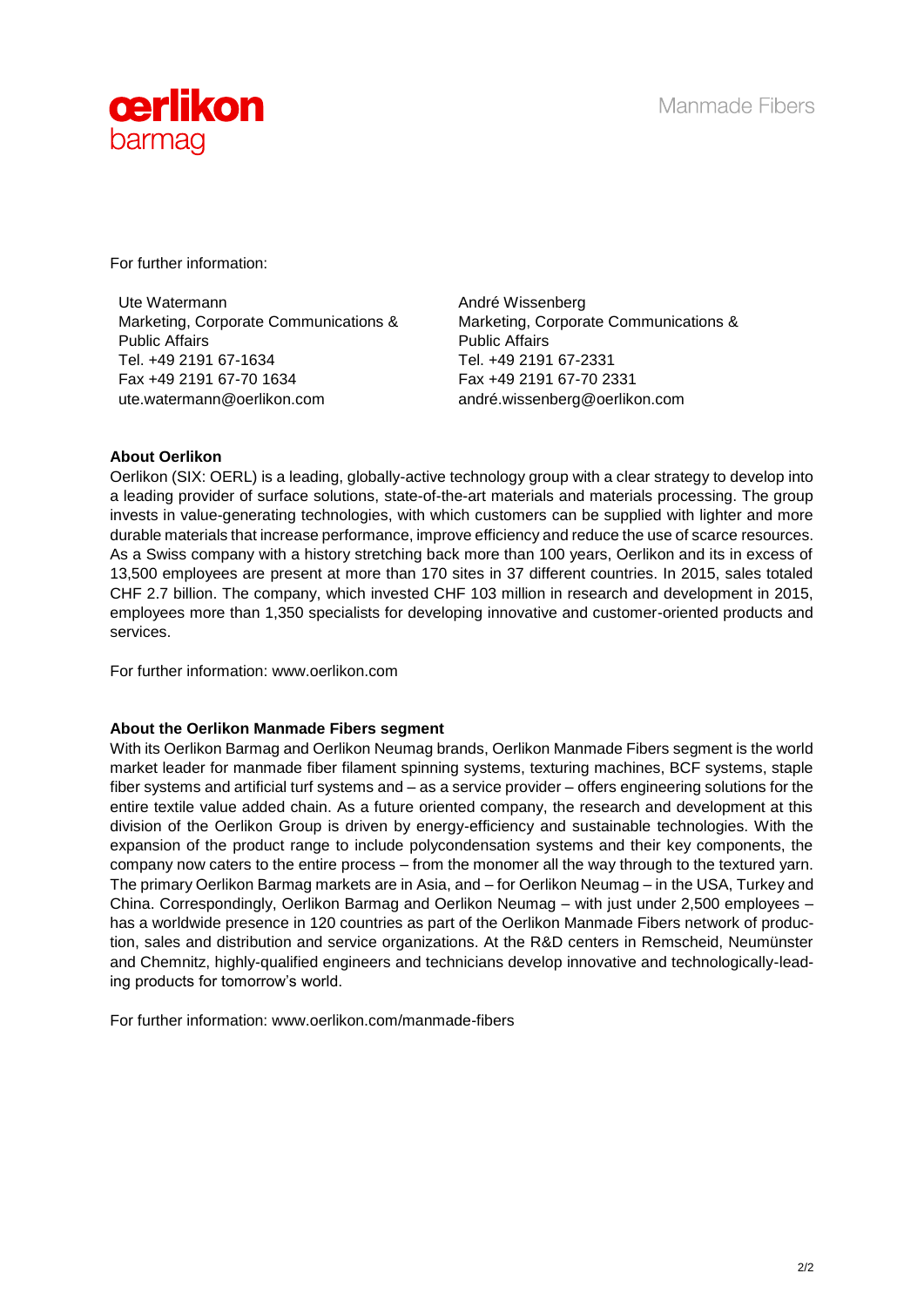For further information:

Ute Watermann
Marketing, Corporate Communications & Public Affairs
Tel. +49 2191 67-1634
Fax +49 2191 67-70 1634
ute.watermann@oerlikon.com

André Wissenberg
Marketing, Corporate Communications & Public Affairs
Tel. +49 2191 67-2331
Fax +49 2191 67-70 2331
andré.wissenberg@oerlikon.com

**About Oerlikon**

Oerlikon (SIX: OERL) is a leading, globally-active technology group with a clear strategy to develop into a leading provider of surface solutions, state-of-the-art materials and materials processing. The group invests in value-generating technologies, with which customers can be supplied with lighter and more durable materials that increase performance, improve efficiency and reduce the use of scarce resources. As a Swiss company with a history stretching back more than 100 years, Oerlikon and its in excess of 13,500 employees are present at more than 170 sites in 37 different countries. In 2015, sales totaled CHF 2.7 billion. The company, which invested CHF 103 million in research and development in 2015, employees more than 1,350 specialists for developing innovative and customer-oriented products and services.

For further information: www.oerlikon.com

**About the Oerlikon Manmade Fibers segment**

With its Oerlikon Barmag and Oerlikon Neumag brands, Oerlikon Manmade Fibers segment is the world market leader for manmade fiber filament spinning systems, texturing machines, BCF systems, staple fiber systems and artificial turf systems and – as a service provider – offers engineering solutions for the entire textile value added chain. As a future oriented company, the research and development at this division of the Oerlikon Group is driven by energy-efficiency and sustainable technologies. With the expansion of the product range to include polycondensation systems and their key components, the company now caters to the entire process – from the monomer all the way through to the textured yarn. The primary Oerlikon Barmag markets are in Asia, and – for Oerlikon Neumag – in the USA, Turkey and China. Correspondingly, Oerlikon Barmag and Oerlikon Neumag – with just under 2,500 employees – has a worldwide presence in 120 countries as part of the Oerlikon Manmade Fibers network of production, sales and distribution and service organizations. At the R&D centers in Remscheid, Neumünster and Chemnitz, highly-qualified engineers and technicians develop innovative and technologically-leading products for tomorrow's world.

For further information: www.oerlikon.com/manmade-fibers